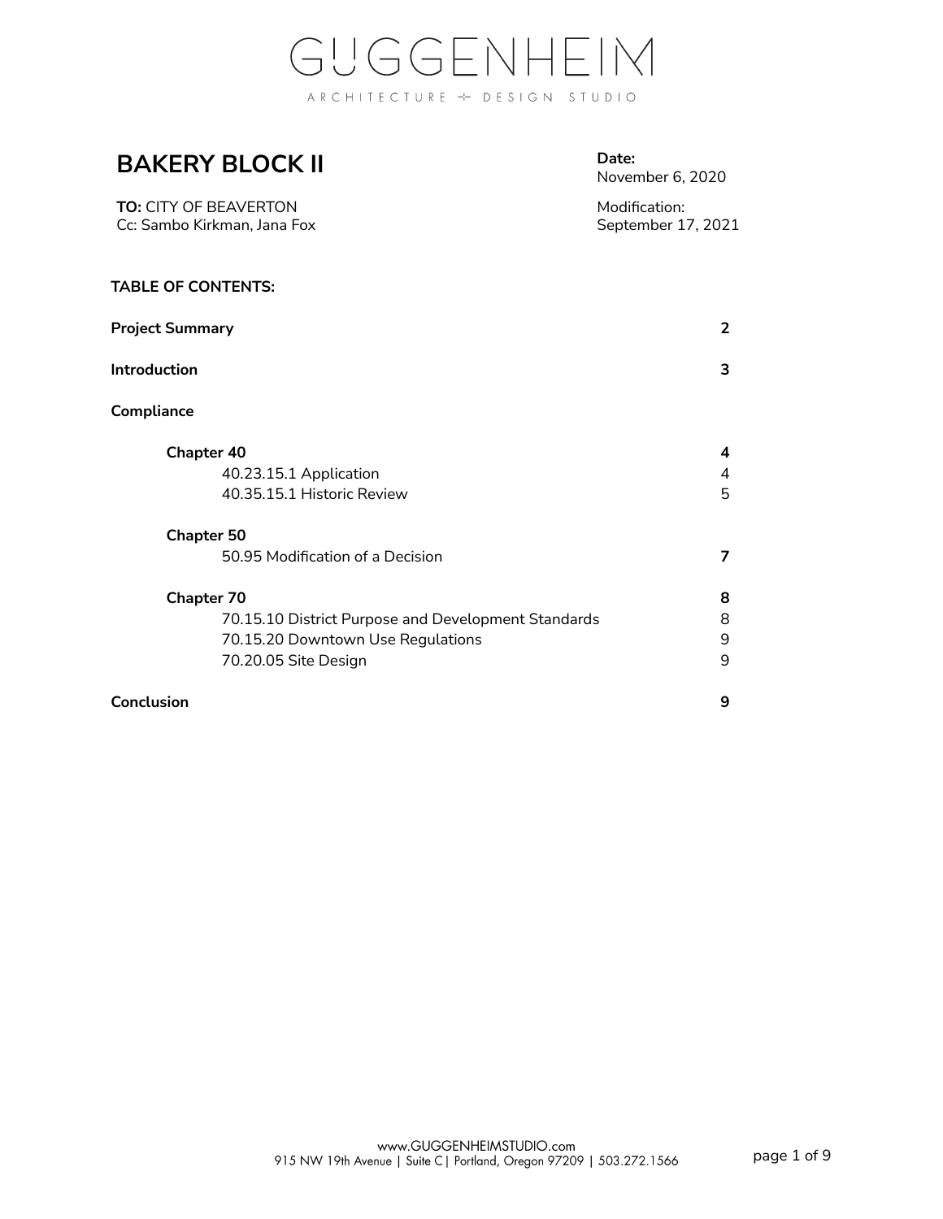GUGGENHEIM

ARCHITECTURE + DESIGN STUDIO

# BAKERY BLOCK II

**TO:** CITY OF BEAVERTON
Cc: Sambo Kirkman, Jana Fox

**Date:**
November 6, 2020

Modification:
September 17, 2021

**TABLE OF CONTENTS:**

| | |
|---|---|
| **Project Summary** | **2** |
| **Introduction** | **3** |
| **Compliance** | |
| **Chapter 40** | **4** |
| 40.23.15.1 Application | 4 |
| 40.35.15.1 Historic Review | 5 |
| **Chapter 50** | |
| 50.95 Modification of a Decision | **7** |
| **Chapter 70** | **8** |
| 70.15.10 District Purpose and Development Standards | 8 |
| 70.15.20 Downtown Use Regulations | 9 |
| 70.20.05 Site Design | 9 |
| **Conclusion** | **9** |

www.GUGGENHEIMSTUDIO.com
915 NW 19th Avenue | Suite C | Portland, Oregon 97209 | 503.272.1566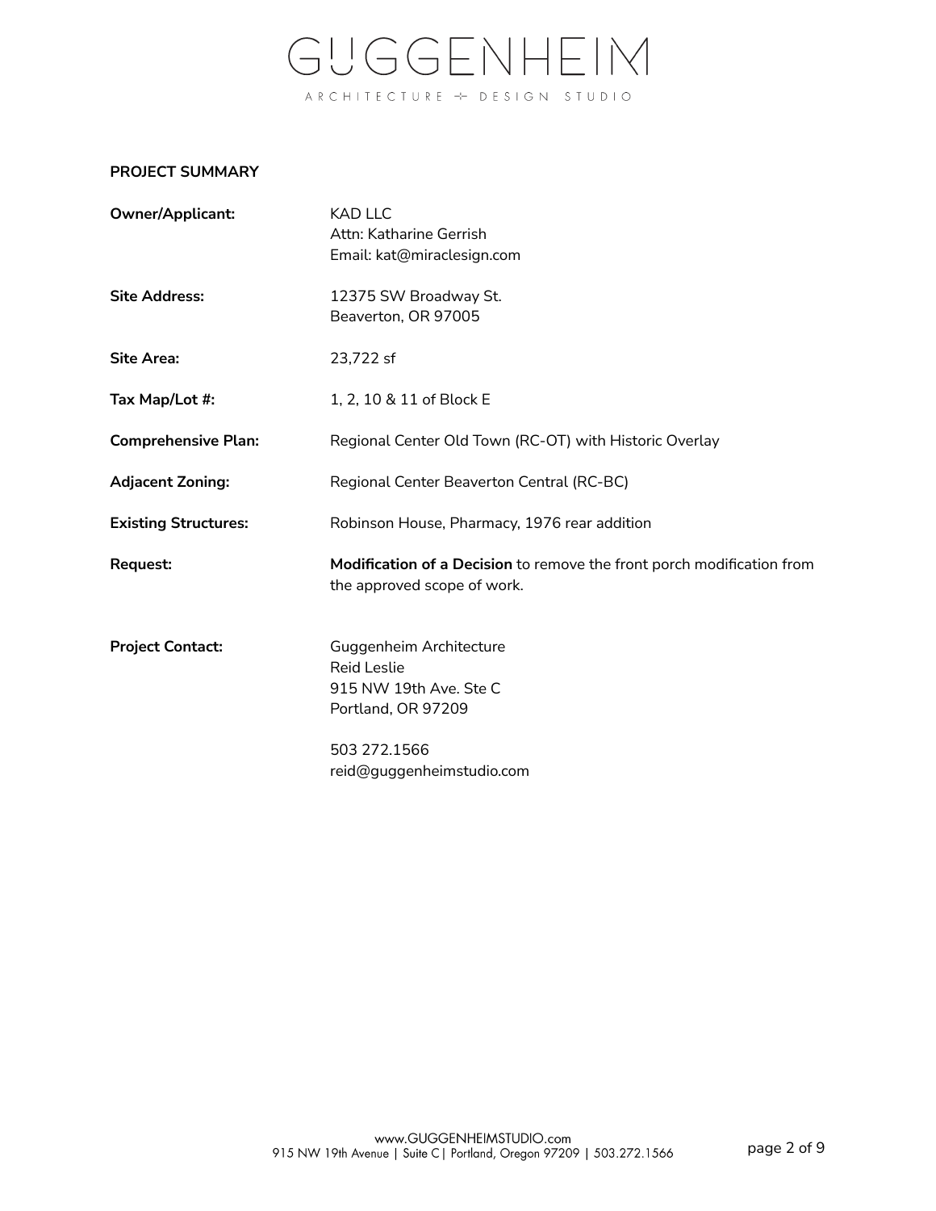## PROJECT SUMMARY

| | |
|---|---|
| **Owner/Applicant:** | KAD LLC<br>Attn: Katharine Gerrish<br>Email: kat@miraclesign.com |
| **Site Address:** | 12375 SW Broadway St.<br>Beaverton, OR 97005 |
| **Site Area:** | 23,722 sf |
| **Tax Map/Lot #:** | 1, 2, 10 & 11 of Block E |
| **Comprehensive Plan:** | Regional Center Old Town (RC-OT) with Historic Overlay |
| **Adjacent Zoning:** | Regional Center Beaverton Central (RC-BC) |
| **Existing Structures:** | Robinson House, Pharmacy, 1976 rear addition |
| **Request:** | **Modification of a Decision** to remove the front porch modification from the approved scope of work. |
| **Project Contact:** | Guggenheim Architecture<br>Reid Leslie<br>915 NW 19th Ave. Ste C<br>Portland, OR 97209<br><br>503 272.1566<br>reid@guggenheimstudio.com |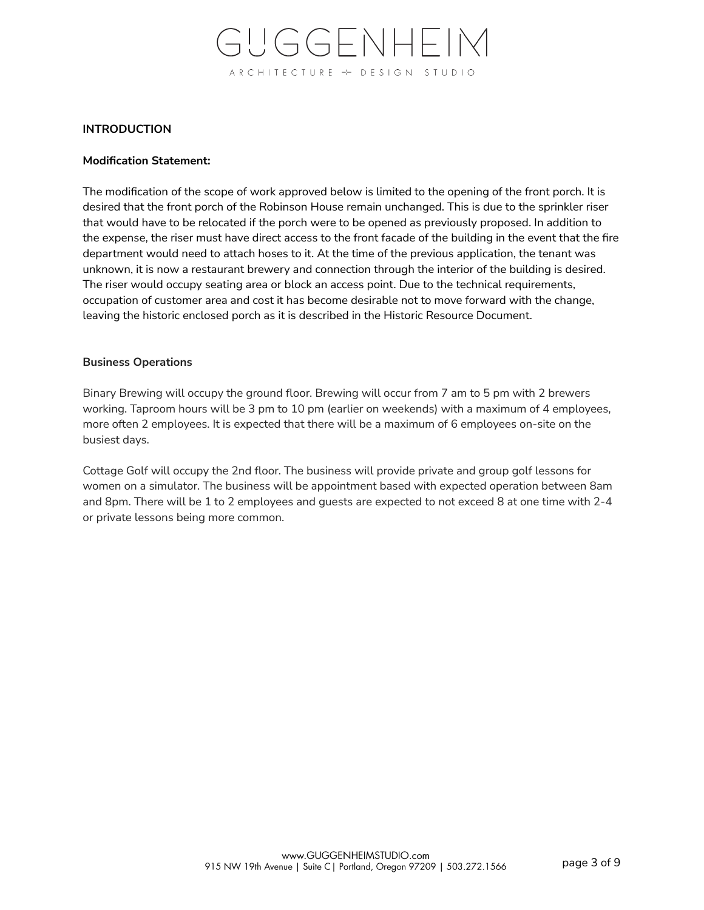## INTRODUCTION

**Modification Statement:**

The modification of the scope of work approved below is limited to the opening of the front porch. It is desired that the front porch of the Robinson House remain unchanged. This is due to the sprinkler riser that would have to be relocated if the porch were to be opened as previously proposed. In addition to the expense, the riser must have direct access to the front facade of the building in the event that the fire department would need to attach hoses to it. At the time of the previous application, the tenant was unknown, it is now a restaurant brewery and connection through the interior of the building is desired. The riser would occupy seating area or block an access point. Due to the technical requirements, occupation of customer area and cost it has become desirable not to move forward with the change, leaving the historic enclosed porch as it is described in the Historic Resource Document.

**Business Operations**

Binary Brewing will occupy the ground floor. Brewing will occur from 7 am to 5 pm with 2 brewers working. Taproom hours will be 3 pm to 10 pm (earlier on weekends) with a maximum of 4 employees, more often 2 employees. It is expected that there will be a maximum of 6 employees on-site on the busiest days.

Cottage Golf will occupy the 2nd floor. The business will provide private and group golf lessons for women on a simulator. The business will be appointment based with expected operation between 8am and 8pm. There will be 1 to 2 employees and guests are expected to not exceed 8 at one time with 2-4 or private lessons being more common.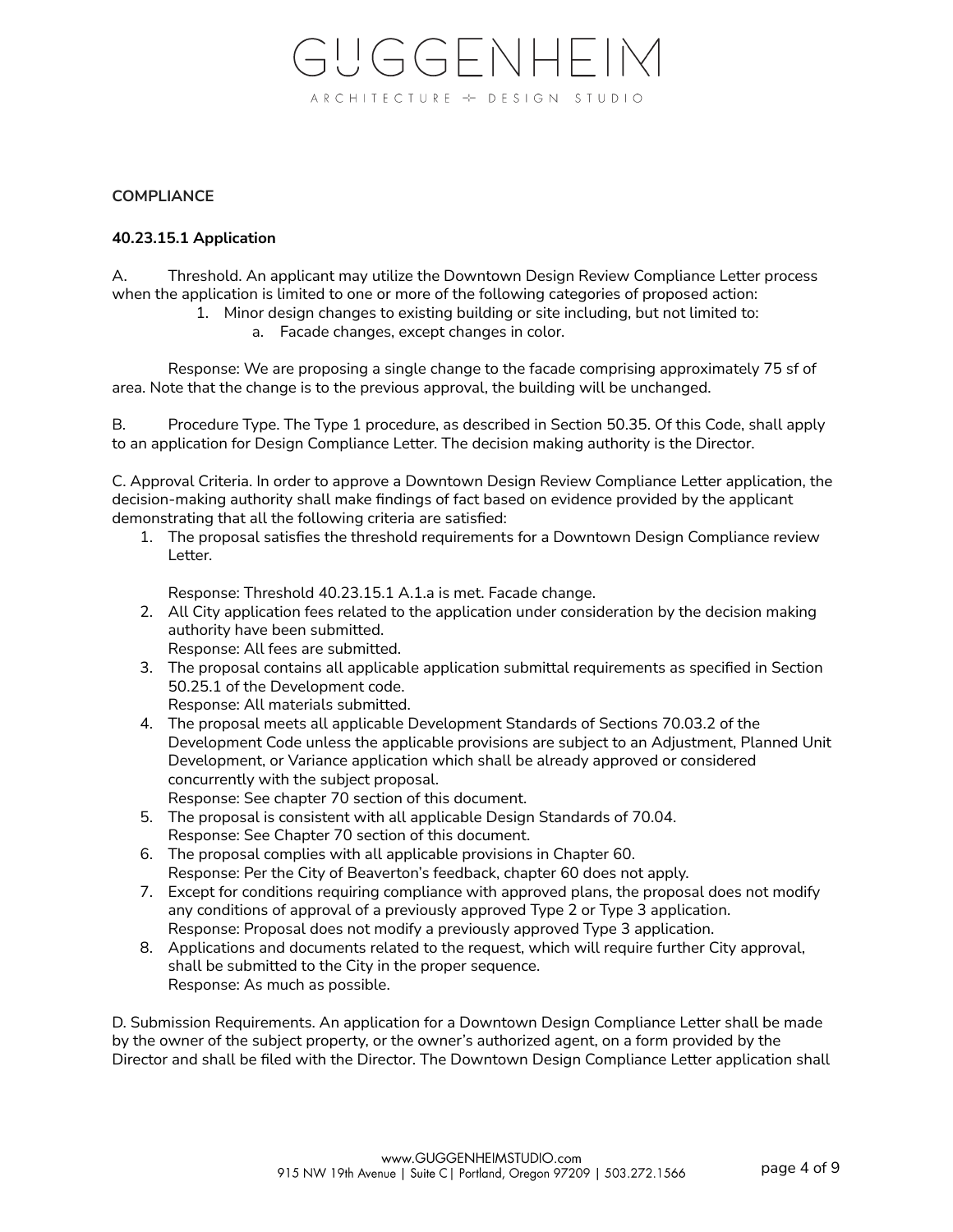**COMPLIANCE**

**40.23.15.1 Application**

A. Threshold. An applicant may utilize the Downtown Design Review Compliance Letter process when the application is limited to one or more of the following categories of proposed action:

1. Minor design changes to existing building or site including, but not limited to:
   a. Facade changes, except changes in color.

Response: We are proposing a single change to the facade comprising approximately 75 sf of area. Note that the change is to the previous approval, the building will be unchanged.

B. Procedure Type. The Type 1 procedure, as described in Section 50.35. Of this Code, shall apply to an application for Design Compliance Letter. The decision making authority is the Director.

C. Approval Criteria. In order to approve a Downtown Design Review Compliance Letter application, the decision-making authority shall make findings of fact based on evidence provided by the applicant demonstrating that all the following criteria are satisfied:

1. The proposal satisfies the threshold requirements for a Downtown Design Compliance review Letter.

   Response: Threshold 40.23.15.1 A.1.a is met. Facade change.
2. All City application fees related to the application under consideration by the decision making authority have been submitted.
   Response: All fees are submitted.
3. The proposal contains all applicable application submittal requirements as specified in Section 50.25.1 of the Development code.
   Response: All materials submitted.
4. The proposal meets all applicable Development Standards of Sections 70.03.2 of the Development Code unless the applicable provisions are subject to an Adjustment, Planned Unit Development, or Variance application which shall be already approved or considered concurrently with the subject proposal.
   Response: See chapter 70 section of this document.
5. The proposal is consistent with all applicable Design Standards of 70.04.
   Response: See Chapter 70 section of this document.
6. The proposal complies with all applicable provisions in Chapter 60.
   Response: Per the City of Beaverton's feedback, chapter 60 does not apply.
7. Except for conditions requiring compliance with approved plans, the proposal does not modify any conditions of approval of a previously approved Type 2 or Type 3 application.
   Response: Proposal does not modify a previously approved Type 3 application.
8. Applications and documents related to the request, which will require further City approval, shall be submitted to the City in the proper sequence.
   Response: As much as possible.

D. Submission Requirements. An application for a Downtown Design Compliance Letter shall be made by the owner of the subject property, or the owner's authorized agent, on a form provided by the Director and shall be filed with the Director. The Downtown Design Compliance Letter application shall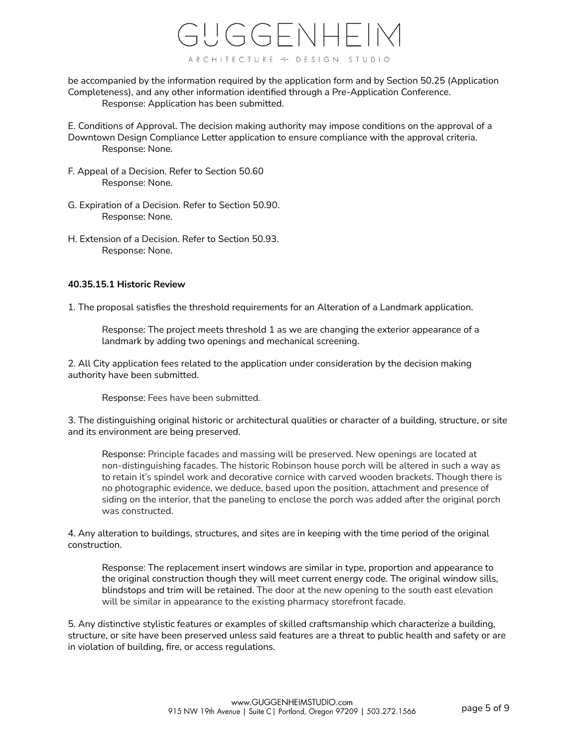be accompanied by the information required by the application form and by Section 50.25 (Application Completeness), and any other information identified through a Pre-Application Conference.

Response: Application has been submitted.

E. Conditions of Approval. The decision making authority may impose conditions on the approval of a Downtown Design Compliance Letter application to ensure compliance with the approval criteria.

Response: None.

F. Appeal of a Decision. Refer to Section 50.60

Response: None.

G. Expiration of a Decision. Refer to Section 50.90.

Response: None.

H. Extension of a Decision. Refer to Section 50.93.

Response: None.

**40.35.15.1 Historic Review**

1. The proposal satisfies the threshold requirements for an Alteration of a Landmark application.

Response: The project meets threshold 1 as we are changing the exterior appearance of a landmark by adding two openings and mechanical screening.

2. All City application fees related to the application under consideration by the decision making authority have been submitted.

Response: Fees have been submitted.

3. The distinguishing original historic or architectural qualities or character of a building, structure, or site and its environment are being preserved.

Response: Principle facades and massing will be preserved. New openings are located at non-distinguishing facades. The historic Robinson house porch will be altered in such a way as to retain it's spindel work and decorative cornice with carved wooden brackets. Though there is no photographic evidence, we deduce, based upon the position, attachment and presence of siding on the interior, that the paneling to enclose the porch was added after the original porch was constructed.

4. Any alteration to buildings, structures, and sites are in keeping with the time period of the original construction.

Response: The replacement insert windows are similar in type, proportion and appearance to the original construction though they will meet current energy code. The original window sills, blindstops and trim will be retained. The door at the new opening to the south east elevation will be similar in appearance to the existing pharmacy storefront facade.

5. Any distinctive stylistic features or examples of skilled craftsmanship which characterize a building, structure, or site have been preserved unless said features are a threat to public health and safety or are in violation of building, fire, or access regulations.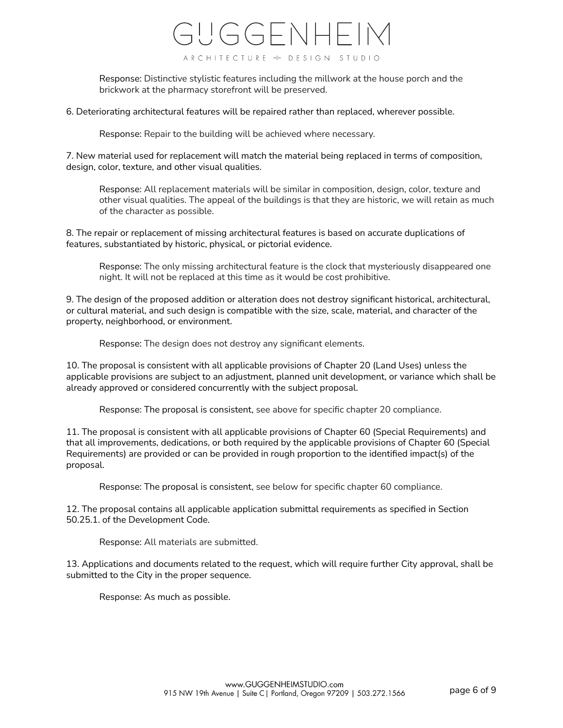Response: Distinctive stylistic features including the millwork at the house porch and the brickwork at the pharmacy storefront will be preserved.

6. Deteriorating architectural features will be repaired rather than replaced, wherever possible.

Response: Repair to the building will be achieved where necessary.

7. New material used for replacement will match the material being replaced in terms of composition, design, color, texture, and other visual qualities.

Response: All replacement materials will be similar in composition, design, color, texture and other visual qualities. The appeal of the buildings is that they are historic, we will retain as much of the character as possible.

8. The repair or replacement of missing architectural features is based on accurate duplications of features, substantiated by historic, physical, or pictorial evidence.

Response: The only missing architectural feature is the clock that mysteriously disappeared one night. It will not be replaced at this time as it would be cost prohibitive.

9. The design of the proposed addition or alteration does not destroy significant historical, architectural, or cultural material, and such design is compatible with the size, scale, material, and character of the property, neighborhood, or environment.

Response: The design does not destroy any significant elements.

10. The proposal is consistent with all applicable provisions of Chapter 20 (Land Uses) unless the applicable provisions are subject to an adjustment, planned unit development, or variance which shall be already approved or considered concurrently with the subject proposal.

Response: The proposal is consistent, see above for specific chapter 20 compliance.

11. The proposal is consistent with all applicable provisions of Chapter 60 (Special Requirements) and that all improvements, dedications, or both required by the applicable provisions of Chapter 60 (Special Requirements) are provided or can be provided in rough proportion to the identified impact(s) of the proposal.

Response: The proposal is consistent, see below for specific chapter 60 compliance.

12. The proposal contains all applicable application submittal requirements as specified in Section 50.25.1. of the Development Code.

Response: All materials are submitted.

13. Applications and documents related to the request, which will require further City approval, shall be submitted to the City in the proper sequence.

Response: As much as possible.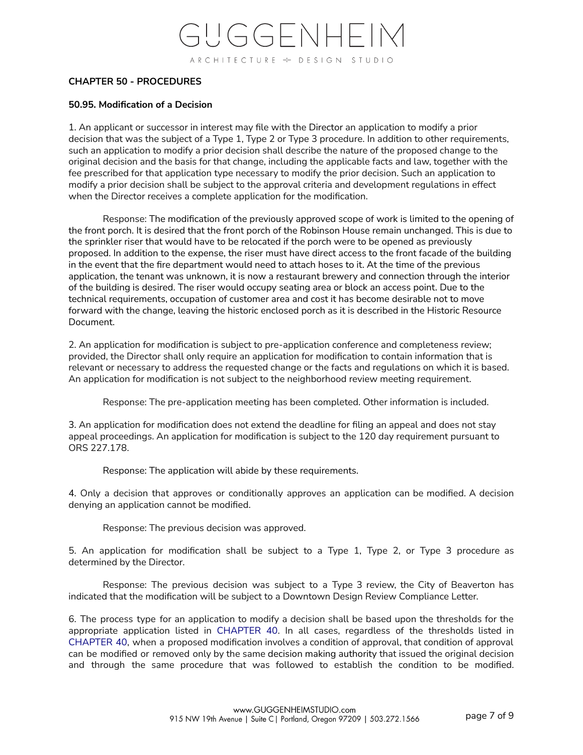**CHAPTER 50 - PROCEDURES**

**50.95. Modification of a Decision**

1. An applicant or successor in interest may file with the Director an application to modify a prior decision that was the subject of a Type 1, Type 2 or Type 3 procedure. In addition to other requirements, such an application to modify a prior decision shall describe the nature of the proposed change to the original decision and the basis for that change, including the applicable facts and law, together with the fee prescribed for that application type necessary to modify the prior decision. Such an application to modify a prior decision shall be subject to the approval criteria and development regulations in effect when the Director receives a complete application for the modification.

Response: The modification of the previously approved scope of work is limited to the opening of the front porch. It is desired that the front porch of the Robinson House remain unchanged. This is due to the sprinkler riser that would have to be relocated if the porch were to be opened as previously proposed. In addition to the expense, the riser must have direct access to the front facade of the building in the event that the fire department would need to attach hoses to it. At the time of the previous application, the tenant was unknown, it is now a restaurant brewery and connection through the interior of the building is desired. The riser would occupy seating area or block an access point. Due to the technical requirements, occupation of customer area and cost it has become desirable not to move forward with the change, leaving the historic enclosed porch as it is described in the Historic Resource Document.

2. An application for modification is subject to pre-application conference and completeness review; provided, the Director shall only require an application for modification to contain information that is relevant or necessary to address the requested change or the facts and regulations on which it is based. An application for modification is not subject to the neighborhood review meeting requirement.

Response: The pre-application meeting has been completed. Other information is included.

3. An application for modification does not extend the deadline for filing an appeal and does not stay appeal proceedings. An application for modification is subject to the 120 day requirement pursuant to ORS 227.178.

Response: The application will abide by these requirements.

4. Only a decision that approves or conditionally approves an application can be modified. A decision denying an application cannot be modified.

Response: The previous decision was approved.

5. An application for modification shall be subject to a Type 1, Type 2, or Type 3 procedure as determined by the Director.

Response: The previous decision was subject to a Type 3 review, the City of Beaverton has indicated that the modification will be subject to a Downtown Design Review Compliance Letter.

6. The process type for an application to modify a decision shall be based upon the thresholds for the appropriate application listed in CHAPTER 40. In all cases, regardless of the thresholds listed in CHAPTER 40, when a proposed modification involves a condition of approval, that condition of approval can be modified or removed only by the same decision making authority that issued the original decision and through the same procedure that was followed to establish the condition to be modified.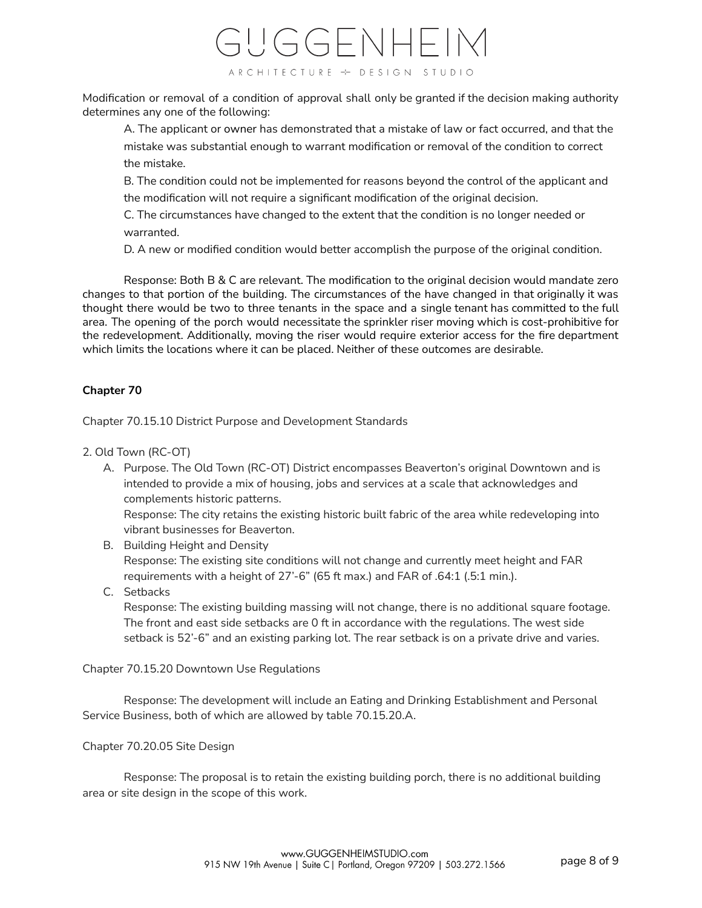Modification or removal of a condition of approval shall only be granted if the decision making authority determines any one of the following:

A. The applicant or owner has demonstrated that a mistake of law or fact occurred, and that the mistake was substantial enough to warrant modification or removal of the condition to correct the mistake.

B. The condition could not be implemented for reasons beyond the control of the applicant and the modification will not require a significant modification of the original decision.

C. The circumstances have changed to the extent that the condition is no longer needed or warranted.

D. A new or modified condition would better accomplish the purpose of the original condition.

Response: Both B & C are relevant. The modification to the original decision would mandate zero changes to that portion of the building. The circumstances of the have changed in that originally it was thought there would be two to three tenants in the space and a single tenant has committed to the full area. The opening of the porch would necessitate the sprinkler riser moving which is cost-prohibitive for the redevelopment. Additionally, moving the riser would require exterior access for the fire department which limits the locations where it can be placed. Neither of these outcomes are desirable.

**Chapter 70**

Chapter 70.15.10 District Purpose and Development Standards

2. Old Town (RC-OT)

A. Purpose. The Old Town (RC-OT) District encompasses Beaverton's original Downtown and is intended to provide a mix of housing, jobs and services at a scale that acknowledges and complements historic patterns.
   Response: The city retains the existing historic built fabric of the area while redeveloping into vibrant businesses for Beaverton.

B. Building Height and Density
   Response: The existing site conditions will not change and currently meet height and FAR requirements with a height of 27'-6" (65 ft max.) and FAR of .64:1 (.5:1 min.).

C. Setbacks
   Response: The existing building massing will not change, there is no additional square footage. The front and east side setbacks are 0 ft in accordance with the regulations. The west side setback is 52'-6" and an existing parking lot. The rear setback is on a private drive and varies.

Chapter 70.15.20 Downtown Use Regulations

Response: The development will include an Eating and Drinking Establishment and Personal Service Business, both of which are allowed by table 70.15.20.A.

Chapter 70.20.05 Site Design

Response: The proposal is to retain the existing building porch, there is no additional building area or site design in the scope of this work.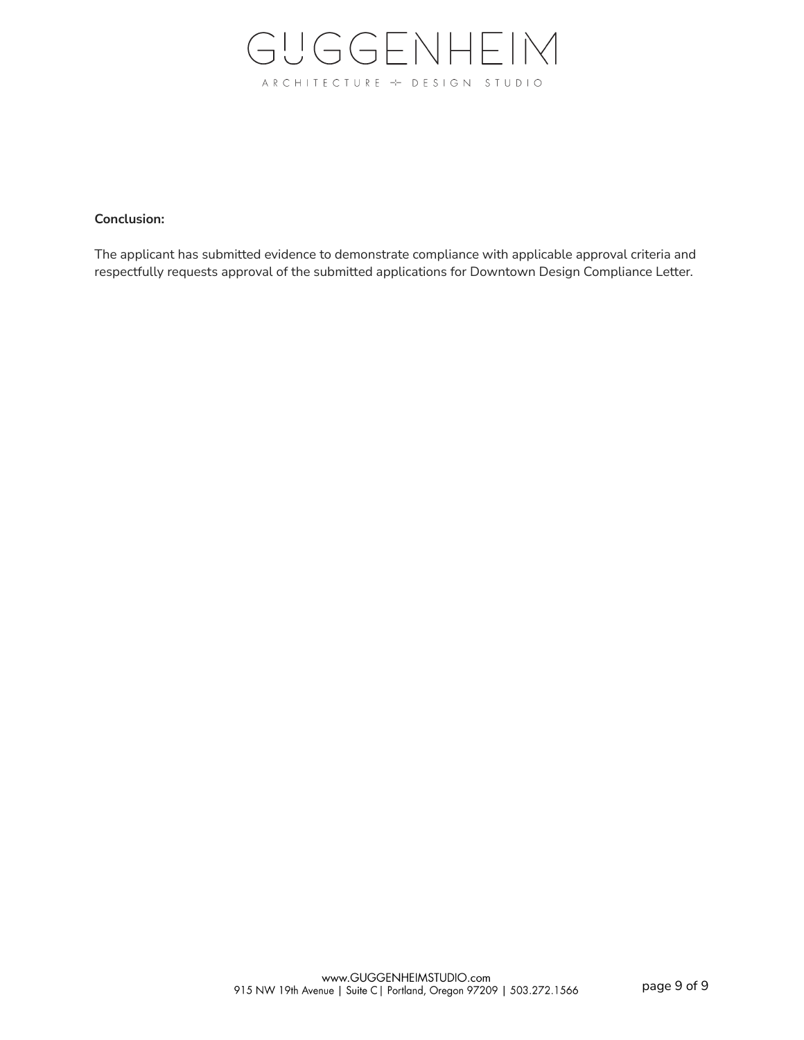**Conclusion:**

The applicant has submitted evidence to demonstrate compliance with applicable approval criteria and respectfully requests approval of the submitted applications for Downtown Design Compliance Letter.